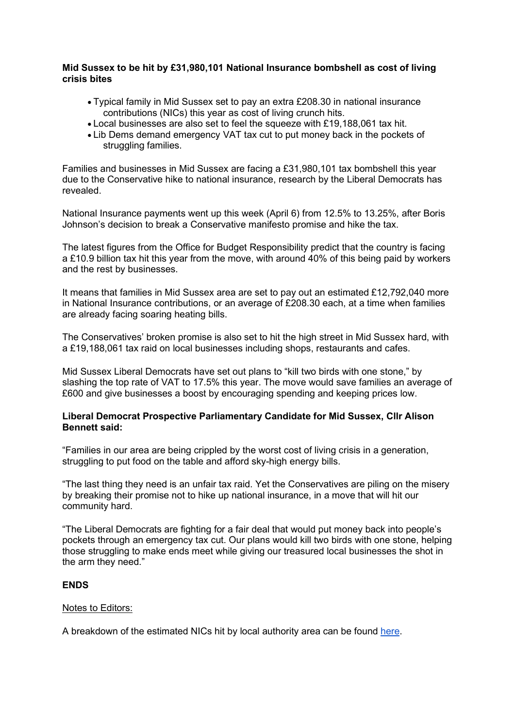**Mid Sussex to be hit by £31,980,101 National Insurance bombshell as cost of living crisis bites**

- Typical family in Mid Sussex set to pay an extra £208.30 in national insurance contributions (NICs) this year as cost of living crunch hits.
- Local businesses are also set to feel the squeeze with £19,188,061 tax hit.
- Lib Dems demand emergency VAT tax cut to put money back in the pockets of struggling families.

Families and businesses in Mid Sussex are facing a £31,980,101 tax bombshell this year due to the Conservative hike to national insurance, research by the Liberal Democrats has revealed.

National Insurance payments went up this week (April 6) from 12.5% to 13.25%, after Boris Johnson's decision to break a Conservative manifesto promise and hike the tax.

The latest figures from the Office for Budget Responsibility predict that the country is facing a £10.9 billion tax hit this year from the move, with around 40% of this being paid by workers and the rest by businesses.

It means that families in Mid Sussex area are set to pay out an estimated £12,792,040 more in National Insurance contributions, or an average of £208.30 each, at a time when families are already facing soaring heating bills.

The Conservatives' broken promise is also set to hit the high street in Mid Sussex hard, with a £19,188,061 tax raid on local businesses including shops, restaurants and cafes.

Mid Sussex Liberal Democrats have set out plans to "kill two birds with one stone," by slashing the top rate of VAT to 17.5% this year. The move would save families an average of £600 and give businesses a boost by encouraging spending and keeping prices low.

**Liberal Democrat Prospective Parliamentary Candidate for Mid Sussex, Cllr Alison Bennett said:**

"Families in our area are being crippled by the worst cost of living crisis in a generation, struggling to put food on the table and afford sky-high energy bills.

"The last thing they need is an unfair tax raid. Yet the Conservatives are piling on the misery by breaking their promise not to hike up national insurance, in a move that will hit our community hard.

"The Liberal Democrats are fighting for a fair deal that would put money back into people's pockets through an emergency tax cut. Our plans would kill two birds with one stone, helping those struggling to make ends meet while giving our treasured local businesses the shot in the arm they need."

**ENDS**

Notes to Editors:

A breakdown of the estimated NICs hit by local authority area can be found here.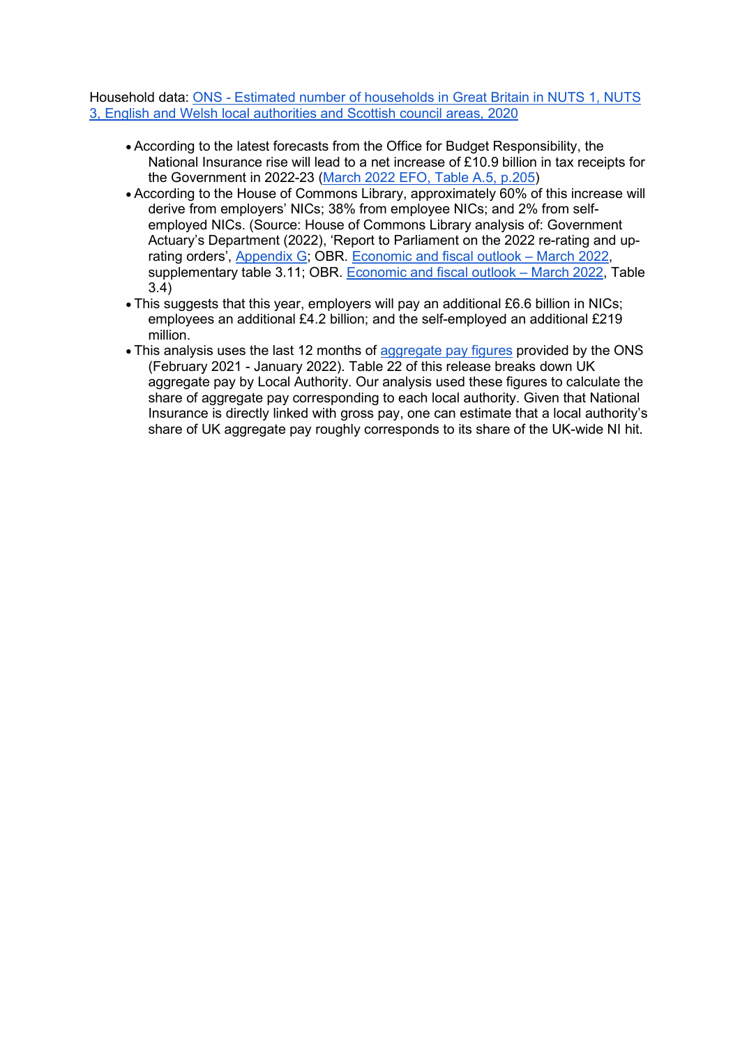Household data: [ONS - Estimated number of households in Great Britain in NUTS 1, NUTS 3, English and Welsh local authorities and Scottish council areas, 2020]

- According to the latest forecasts from the Office for Budget Responsibility, the National Insurance rise will lead to a net increase of £10.9 billion in tax receipts for the Government in 2022-23 ([March 2022 EFO, Table A.5, p.205])
- According to the House of Commons Library, approximately 60% of this increase will derive from employers' NICs; 38% from employee NICs; and 2% from self-employed NICs. (Source: House of Commons Library analysis of: Government Actuary's Department (2022), 'Report to Parliament on the 2022 re-rating and up-rating orders', [Appendix G]; OBR. [Economic and fiscal outlook – March 2022], supplementary table 3.11; OBR. [Economic and fiscal outlook – March 2022], Table 3.4)
- This suggests that this year, employers will pay an additional £6.6 billion in NICs; employees an additional £4.2 billion; and the self-employed an additional £219 million.
- This analysis uses the last 12 months of [aggregate pay figures] provided by the ONS (February 2021 - January 2022). Table 22 of this release breaks down UK aggregate pay by Local Authority. Our analysis used these figures to calculate the share of aggregate pay corresponding to each local authority. Given that National Insurance is directly linked with gross pay, one can estimate that a local authority's share of UK aggregate pay roughly corresponds to its share of the UK-wide NI hit.